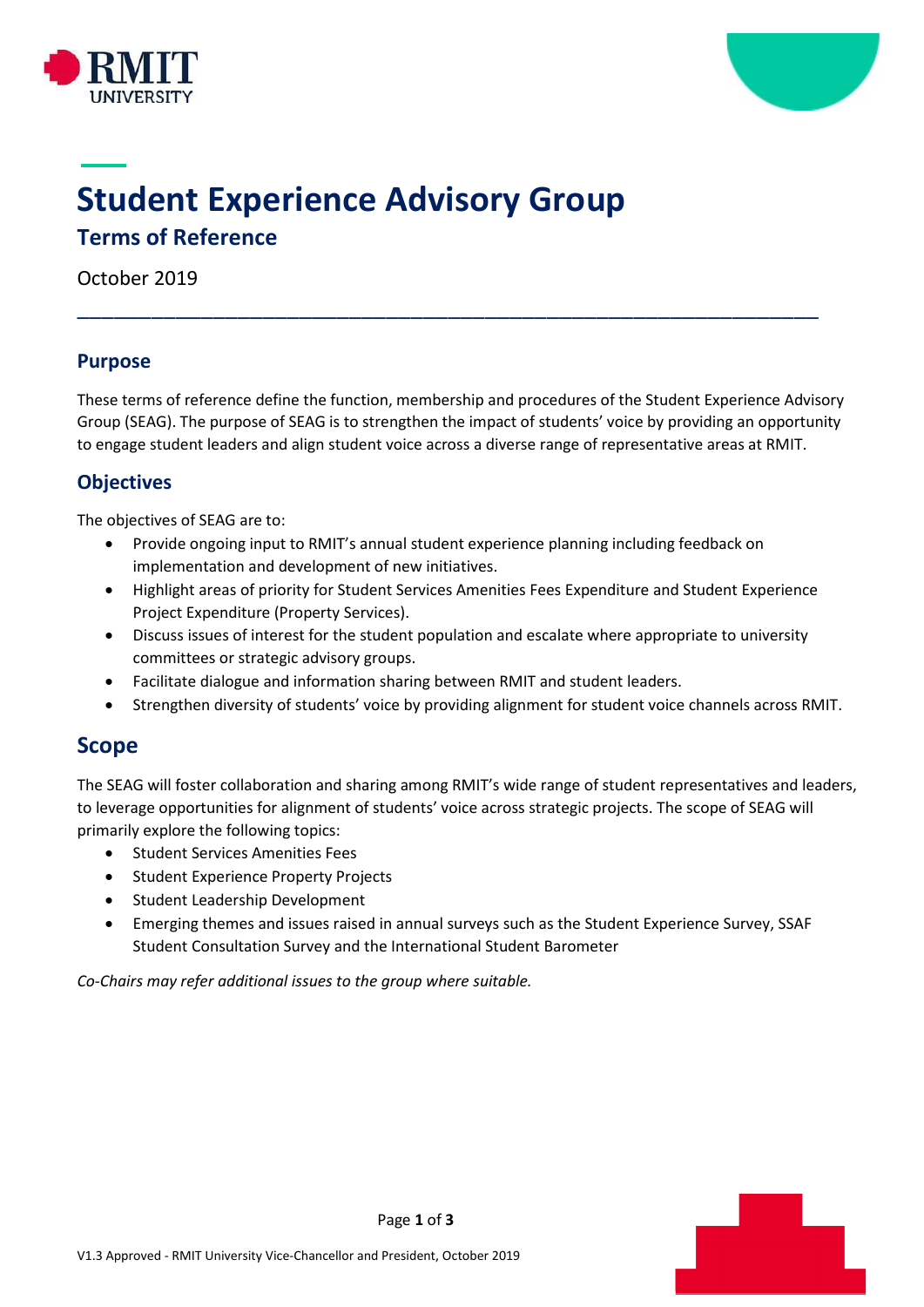# Student Experience Advisory Group

## Terms of Reference

October 2019

---

## Purpose

These terms of reference define the function, membership and procedures of the Student Experience Advisory Group (SEAG). The purpose of SEAG is to strengthen the impact of students' voice by providing an opportunity to engage student leaders and align student voice across a diverse range of representative areas at RMIT.

## Objectives

The objectives of SEAG are to:

- Provide ongoing input to RMIT's annual student experience planning including feedback on implementation and development of new initiatives.
- Highlight areas of priority for Student Services Amenities Fees Expenditure and Student Experience Project Expenditure (Property Services).
- Discuss issues of interest for the student population and escalate where appropriate to university committees or strategic advisory groups.
- Facilitate dialogue and information sharing between RMIT and student leaders.
- Strengthen diversity of students' voice by providing alignment for student voice channels across RMIT.

## Scope

The SEAG will foster collaboration and sharing among RMIT's wide range of student representatives and leaders, to leverage opportunities for alignment of students' voice across strategic projects. The scope of SEAG will primarily explore the following topics:

- Student Services Amenities Fees
- Student Experience Property Projects
- Student Leadership Development
- Emerging themes and issues raised in annual surveys such as the Student Experience Survey, SSAF Student Consultation Survey and the International Student Barometer

*Co-Chairs may refer additional issues to the group where suitable.*

V1.3 Approved - RMIT University Vice-Chancellor and President, October 2019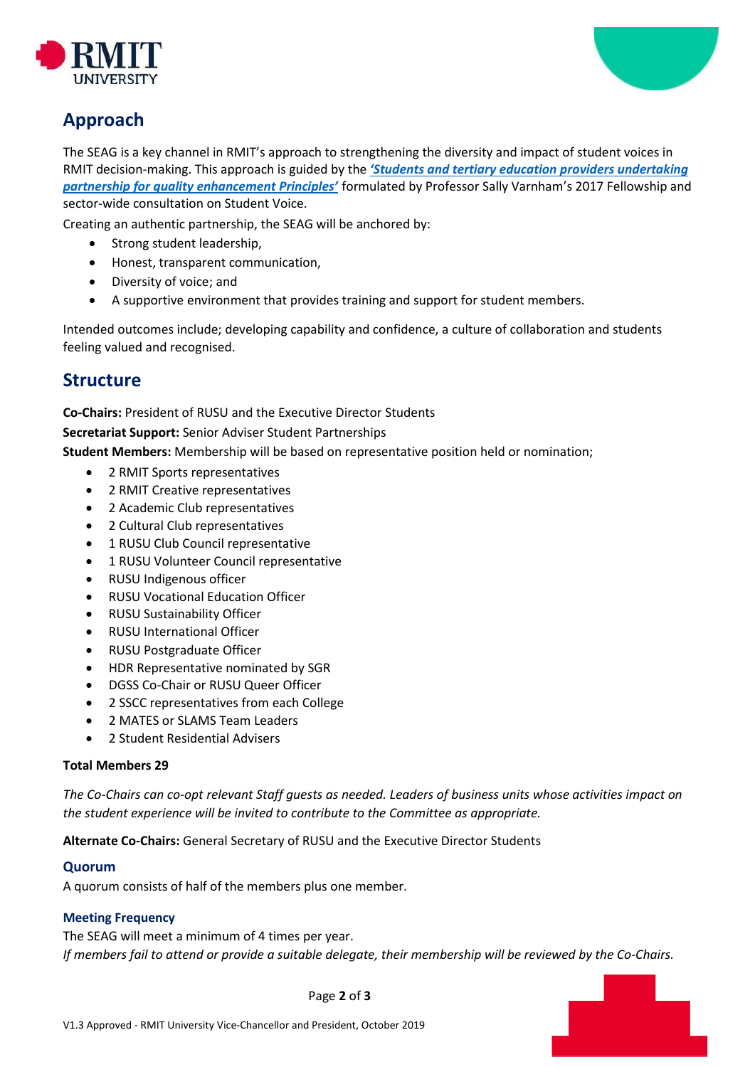## Approach

The SEAG is a key channel in RMIT's approach to strengthening the diversity and impact of student voices in RMIT decision-making. This approach is guided by the ***'Students and tertiary education providers undertaking partnership for quality enhancement Principles'*** formulated by Professor Sally Varnham's 2017 Fellowship and sector-wide consultation on Student Voice.

Creating an authentic partnership, the SEAG will be anchored by:

- Strong student leadership,
- Honest, transparent communication,
- Diversity of voice; and
- A supportive environment that provides training and support for student members.

Intended outcomes include; developing capability and confidence, a culture of collaboration and students feeling valued and recognised.

## Structure

**Co-Chairs:** President of RUSU and the Executive Director Students

**Secretariat Support:** Senior Adviser Student Partnerships

**Student Members:** Membership will be based on representative position held or nomination;

- 2 RMIT Sports representatives
- 2 RMIT Creative representatives
- 2 Academic Club representatives
- 2 Cultural Club representatives
- 1 RUSU Club Council representative
- 1 RUSU Volunteer Council representative
- RUSU Indigenous officer
- RUSU Vocational Education Officer
- RUSU Sustainability Officer
- RUSU International Officer
- RUSU Postgraduate Officer
- HDR Representative nominated by SGR
- DGSS Co-Chair or RUSU Queer Officer
- 2 SSCC representatives from each College
- 2 MATES or SLAMS Team Leaders
- 2 Student Residential Advisers

**Total Members 29**

*The Co-Chairs can co-opt relevant Staff guests as needed. Leaders of business units whose activities impact on the student experience will be invited to contribute to the Committee as appropriate.*

**Alternate Co-Chairs:** General Secretary of RUSU and the Executive Director Students

### Quorum

A quorum consists of half of the members plus one member.

### Meeting Frequency

The SEAG will meet a minimum of 4 times per year.

*If members fail to attend or provide a suitable delegate, their membership will be reviewed by the Co-Chairs.*

V1.3 Approved - RMIT University Vice-Chancellor and President, October 2019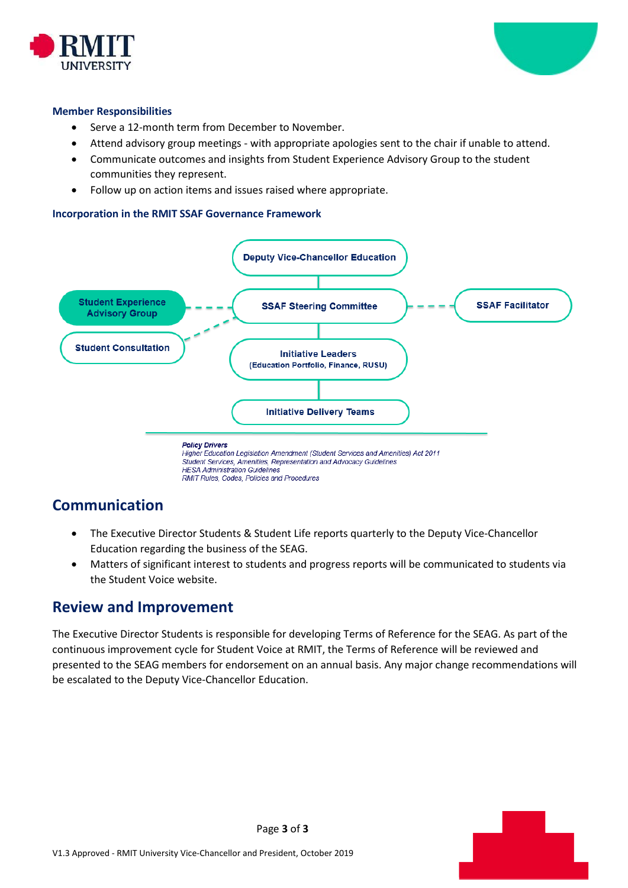**Member Responsibilities**

- Serve a 12-month term from December to November.
- Attend advisory group meetings - with appropriate apologies sent to the chair if unable to attend.
- Communicate outcomes and insights from Student Experience Advisory Group to the student communities they represent.
- Follow up on action items and issues raised where appropriate.

**Incorporation in the RMIT SSAF Governance Framework**

Deputy Vice-Chancellor Education

Student Experience Advisory Group

SSAF Steering Committee

SSAF Facilitator

Student Consultation

Initiative Leaders
(Education Portfolio, Finance, RUSU)

Initiative Delivery Teams

***Policy Drivers***
*Higher Education Legislation Amendment (Student Services and Amenities) Act 2011*
*Student Services, Amenities, Representation and Advocacy Guidelines*
*HESA Administration Guidelines*
*RMIT Rules, Codes, Policies and Procedures*

## Communication

- The Executive Director Students & Student Life reports quarterly to the Deputy Vice-Chancellor Education regarding the business of the SEAG.
- Matters of significant interest to students and progress reports will be communicated to students via the Student Voice website.

## Review and Improvement

The Executive Director Students is responsible for developing Terms of Reference for the SEAG. As part of the continuous improvement cycle for Student Voice at RMIT, the Terms of Reference will be reviewed and presented to the SEAG members for endorsement on an annual basis. Any major change recommendations will be escalated to the Deputy Vice-Chancellor Education.